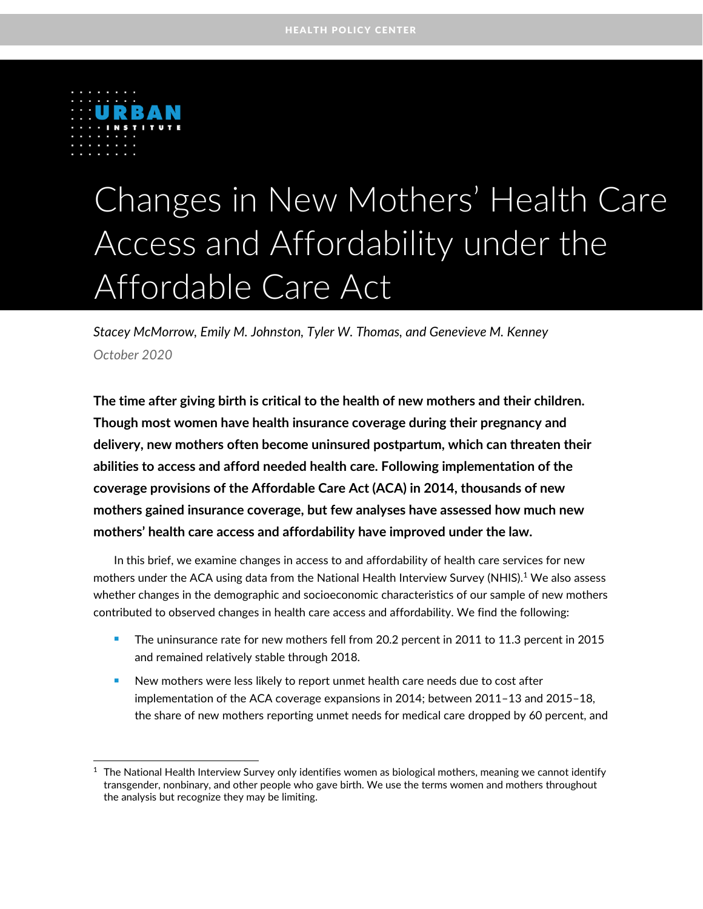HEALTH POLICY CENTER

URBAN INSTITUTE

# Changes in New Mothers' Health Care Access and Affordability under the Affordable Care Act

*Stacey McMorrow, Emily M. Johnston, Tyler W. Thomas, and Genevieve M. Kenney*

*October 2020*

**The time after giving birth is critical to the health of new mothers and their children. Though most women have health insurance coverage during their pregnancy and delivery, new mothers often become uninsured postpartum, which can threaten their abilities to access and afford needed health care. Following implementation of the coverage provisions of the Affordable Care Act (ACA) in 2014, thousands of new mothers gained insurance coverage, but few analyses have assessed how much new mothers' health care access and affordability have improved under the law.**

In this brief, we examine changes in access to and affordability of health care services for new mothers under the ACA using data from the National Health Interview Survey (NHIS).[1] We also assess whether changes in the demographic and socioeconomic characteristics of our sample of new mothers contributed to observed changes in health care access and affordability. We find the following:

- The uninsurance rate for new mothers fell from 20.2 percent in 2011 to 11.3 percent in 2015 and remained relatively stable through 2018.
- New mothers were less likely to report unmet health care needs due to cost after implementation of the ACA coverage expansions in 2014; between 2011–13 and 2015–18, the share of new mothers reporting unmet needs for medical care dropped by 60 percent, and

[1] The National Health Interview Survey only identifies women as biological mothers, meaning we cannot identify transgender, nonbinary, and other people who gave birth. We use the terms women and mothers throughout the analysis but recognize they may be limiting.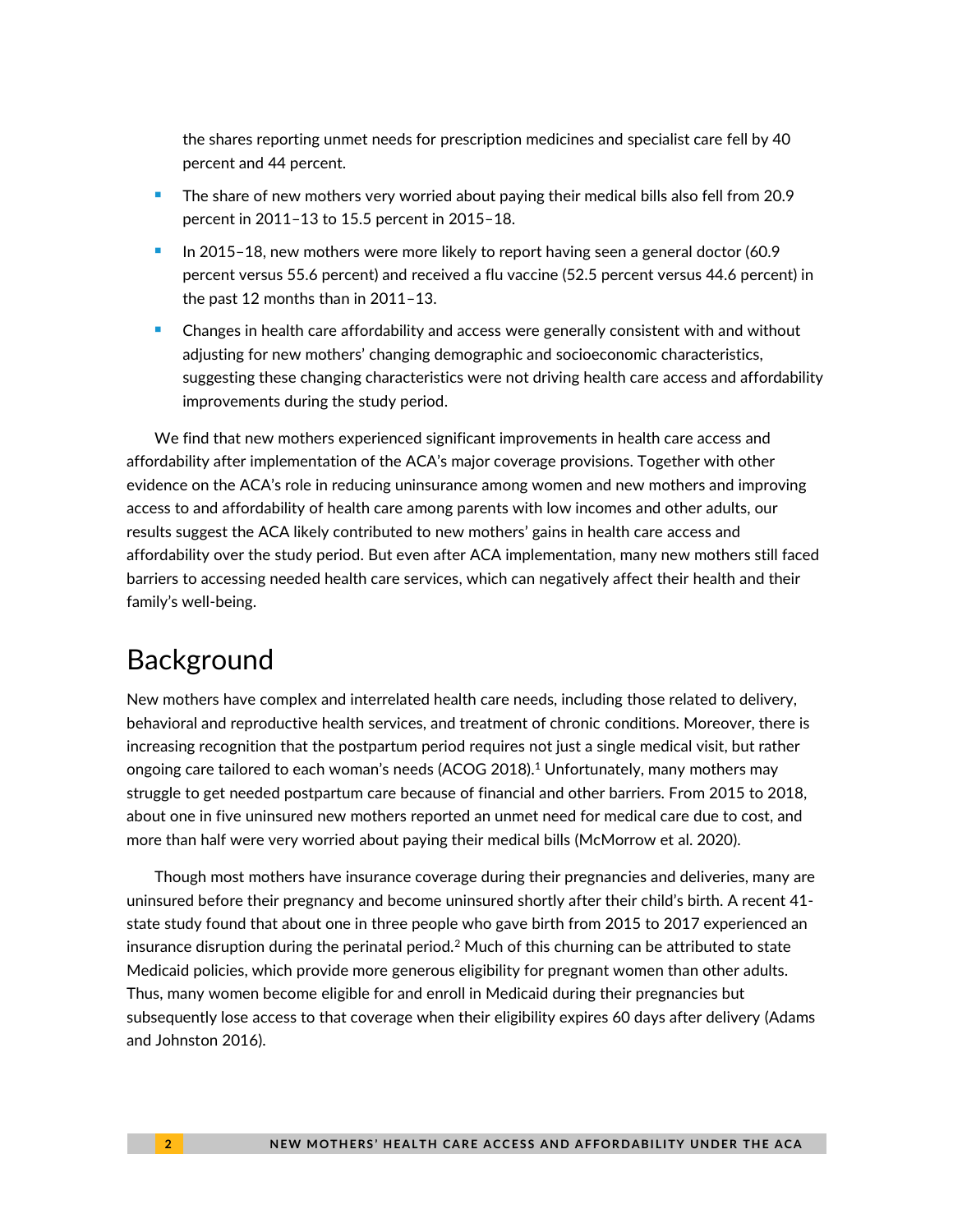the shares reporting unmet needs for prescription medicines and specialist care fell by 40 percent and 44 percent.

- The share of new mothers very worried about paying their medical bills also fell from 20.9 percent in 2011–13 to 15.5 percent in 2015–18.
- In 2015–18, new mothers were more likely to report having seen a general doctor (60.9 percent versus 55.6 percent) and received a flu vaccine (52.5 percent versus 44.6 percent) in the past 12 months than in 2011–13.
- Changes in health care affordability and access were generally consistent with and without adjusting for new mothers' changing demographic and socioeconomic characteristics, suggesting these changing characteristics were not driving health care access and affordability improvements during the study period.

We find that new mothers experienced significant improvements in health care access and affordability after implementation of the ACA's major coverage provisions. Together with other evidence on the ACA's role in reducing uninsurance among women and new mothers and improving access to and affordability of health care among parents with low incomes and other adults, our results suggest the ACA likely contributed to new mothers' gains in health care access and affordability over the study period. But even after ACA implementation, many new mothers still faced barriers to accessing needed health care services, which can negatively affect their health and their family's well-being.

# Background

New mothers have complex and interrelated health care needs, including those related to delivery, behavioral and reproductive health services, and treatment of chronic conditions. Moreover, there is increasing recognition that the postpartum period requires not just a single medical visit, but rather ongoing care tailored to each woman's needs (ACOG 2018).[1] Unfortunately, many mothers may struggle to get needed postpartum care because of financial and other barriers. From 2015 to 2018, about one in five uninsured new mothers reported an unmet need for medical care due to cost, and more than half were very worried about paying their medical bills (McMorrow et al. 2020).

Though most mothers have insurance coverage during their pregnancies and deliveries, many are uninsured before their pregnancy and become uninsured shortly after their child's birth. A recent 41-state study found that about one in three people who gave birth from 2015 to 2017 experienced an insurance disruption during the perinatal period.[2] Much of this churning can be attributed to state Medicaid policies, which provide more generous eligibility for pregnant women than other adults. Thus, many women become eligible for and enroll in Medicaid during their pregnancies but subsequently lose access to that coverage when their eligibility expires 60 days after delivery (Adams and Johnston 2016).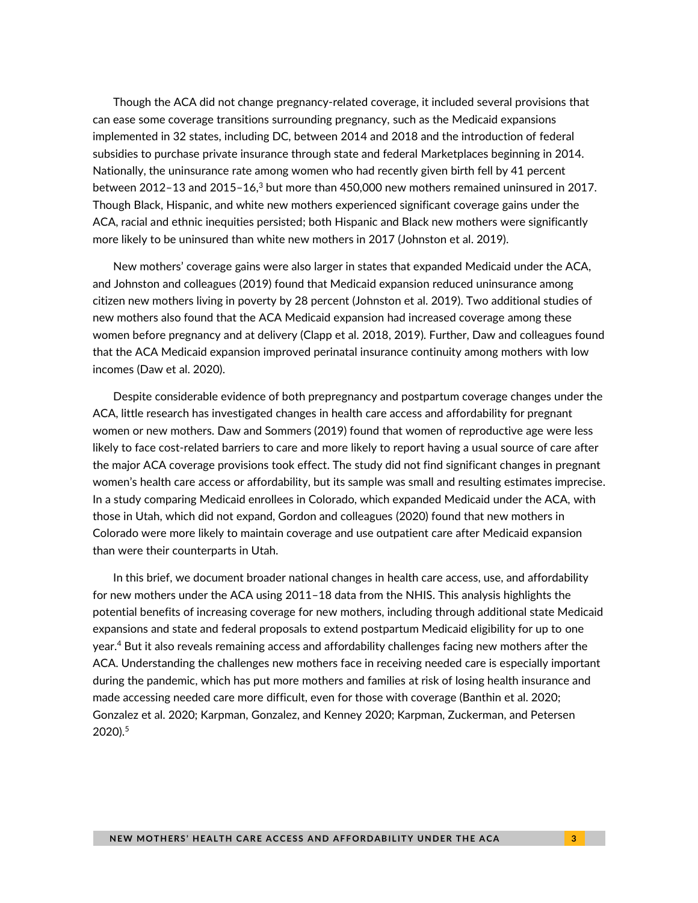Though the ACA did not change pregnancy-related coverage, it included several provisions that can ease some coverage transitions surrounding pregnancy, such as the Medicaid expansions implemented in 32 states, including DC, between 2014 and 2018 and the introduction of federal subsidies to purchase private insurance through state and federal Marketplaces beginning in 2014. Nationally, the uninsurance rate among women who had recently given birth fell by 41 percent between 2012–13 and 2015–16,[3] but more than 450,000 new mothers remained uninsured in 2017. Though Black, Hispanic, and white new mothers experienced significant coverage gains under the ACA, racial and ethnic inequities persisted; both Hispanic and Black new mothers were significantly more likely to be uninsured than white new mothers in 2017 (Johnston et al. 2019).

New mothers' coverage gains were also larger in states that expanded Medicaid under the ACA, and Johnston and colleagues (2019) found that Medicaid expansion reduced uninsurance among citizen new mothers living in poverty by 28 percent (Johnston et al. 2019). Two additional studies of new mothers also found that the ACA Medicaid expansion had increased coverage among these women before pregnancy and at delivery (Clapp et al. 2018, 2019). Further, Daw and colleagues found that the ACA Medicaid expansion improved perinatal insurance continuity among mothers with low incomes (Daw et al. 2020).

Despite considerable evidence of both prepregnancy and postpartum coverage changes under the ACA, little research has investigated changes in health care access and affordability for pregnant women or new mothers. Daw and Sommers (2019) found that women of reproductive age were less likely to face cost-related barriers to care and more likely to report having a usual source of care after the major ACA coverage provisions took effect. The study did not find significant changes in pregnant women's health care access or affordability, but its sample was small and resulting estimates imprecise. In a study comparing Medicaid enrollees in Colorado, which expanded Medicaid under the ACA, with those in Utah, which did not expand, Gordon and colleagues (2020) found that new mothers in Colorado were more likely to maintain coverage and use outpatient care after Medicaid expansion than were their counterparts in Utah.

In this brief, we document broader national changes in health care access, use, and affordability for new mothers under the ACA using 2011–18 data from the NHIS. This analysis highlights the potential benefits of increasing coverage for new mothers, including through additional state Medicaid expansions and state and federal proposals to extend postpartum Medicaid eligibility for up to one year.[4] But it also reveals remaining access and affordability challenges facing new mothers after the ACA. Understanding the challenges new mothers face in receiving needed care is especially important during the pandemic, which has put more mothers and families at risk of losing health insurance and made accessing needed care more difficult, even for those with coverage (Banthin et al. 2020; Gonzalez et al. 2020; Karpman, Gonzalez, and Kenney 2020; Karpman, Zuckerman, and Petersen 2020).[5]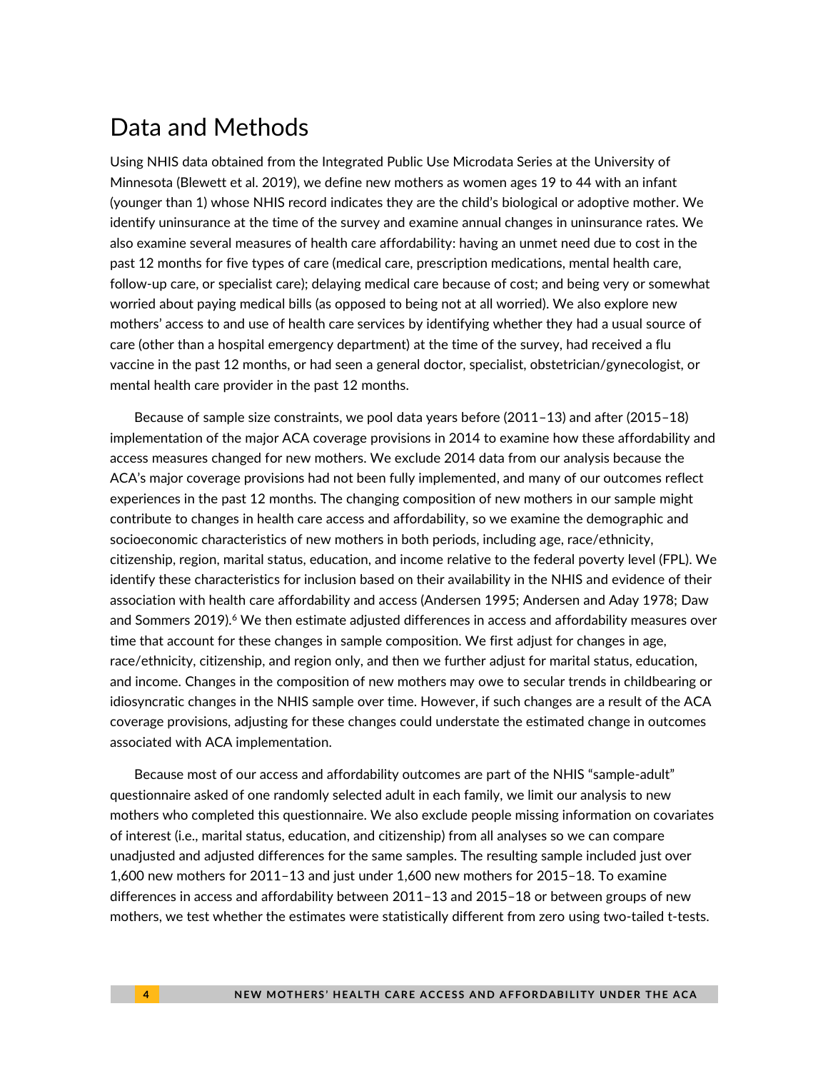# Data and Methods

Using NHIS data obtained from the Integrated Public Use Microdata Series at the University of Minnesota (Blewett et al. 2019), we define new mothers as women ages 19 to 44 with an infant (younger than 1) whose NHIS record indicates they are the child's biological or adoptive mother. We identify uninsurance at the time of the survey and examine annual changes in uninsurance rates. We also examine several measures of health care affordability: having an unmet need due to cost in the past 12 months for five types of care (medical care, prescription medications, mental health care, follow-up care, or specialist care); delaying medical care because of cost; and being very or somewhat worried about paying medical bills (as opposed to being not at all worried). We also explore new mothers' access to and use of health care services by identifying whether they had a usual source of care (other than a hospital emergency department) at the time of the survey, had received a flu vaccine in the past 12 months, or had seen a general doctor, specialist, obstetrician/gynecologist, or mental health care provider in the past 12 months.

Because of sample size constraints, we pool data years before (2011–13) and after (2015–18) implementation of the major ACA coverage provisions in 2014 to examine how these affordability and access measures changed for new mothers. We exclude 2014 data from our analysis because the ACA's major coverage provisions had not been fully implemented, and many of our outcomes reflect experiences in the past 12 months. The changing composition of new mothers in our sample might contribute to changes in health care access and affordability, so we examine the demographic and socioeconomic characteristics of new mothers in both periods, including age, race/ethnicity, citizenship, region, marital status, education, and income relative to the federal poverty level (FPL). We identify these characteristics for inclusion based on their availability in the NHIS and evidence of their association with health care affordability and access (Andersen 1995; Andersen and Aday 1978; Daw and Sommers 2019).[6] We then estimate adjusted differences in access and affordability measures over time that account for these changes in sample composition. We first adjust for changes in age, race/ethnicity, citizenship, and region only, and then we further adjust for marital status, education, and income. Changes in the composition of new mothers may owe to secular trends in childbearing or idiosyncratic changes in the NHIS sample over time. However, if such changes are a result of the ACA coverage provisions, adjusting for these changes could understate the estimated change in outcomes associated with ACA implementation.

Because most of our access and affordability outcomes are part of the NHIS "sample-adult" questionnaire asked of one randomly selected adult in each family, we limit our analysis to new mothers who completed this questionnaire. We also exclude people missing information on covariates of interest (i.e., marital status, education, and citizenship) from all analyses so we can compare unadjusted and adjusted differences for the same samples. The resulting sample included just over 1,600 new mothers for 2011–13 and just under 1,600 new mothers for 2015–18. To examine differences in access and affordability between 2011–13 and 2015–18 or between groups of new mothers, we test whether the estimates were statistically different from zero using two-tailed t-tests.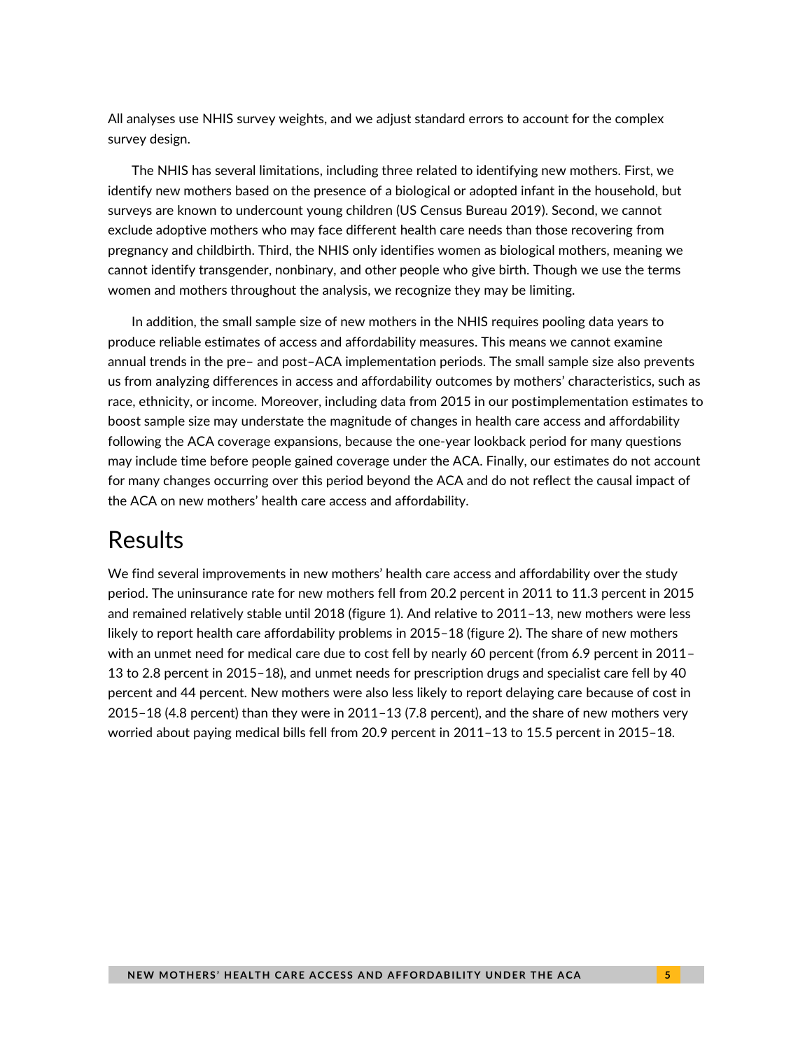All analyses use NHIS survey weights, and we adjust standard errors to account for the complex survey design.

The NHIS has several limitations, including three related to identifying new mothers. First, we identify new mothers based on the presence of a biological or adopted infant in the household, but surveys are known to undercount young children (US Census Bureau 2019). Second, we cannot exclude adoptive mothers who may face different health care needs than those recovering from pregnancy and childbirth. Third, the NHIS only identifies women as biological mothers, meaning we cannot identify transgender, nonbinary, and other people who give birth. Though we use the terms women and mothers throughout the analysis, we recognize they may be limiting.

In addition, the small sample size of new mothers in the NHIS requires pooling data years to produce reliable estimates of access and affordability measures. This means we cannot examine annual trends in the pre– and post–ACA implementation periods. The small sample size also prevents us from analyzing differences in access and affordability outcomes by mothers' characteristics, such as race, ethnicity, or income. Moreover, including data from 2015 in our postimplementation estimates to boost sample size may understate the magnitude of changes in health care access and affordability following the ACA coverage expansions, because the one-year lookback period for many questions may include time before people gained coverage under the ACA. Finally, our estimates do not account for many changes occurring over this period beyond the ACA and do not reflect the causal impact of the ACA on new mothers' health care access and affordability.

# Results

We find several improvements in new mothers' health care access and affordability over the study period. The uninsurance rate for new mothers fell from 20.2 percent in 2011 to 11.3 percent in 2015 and remained relatively stable until 2018 (figure 1). And relative to 2011–13, new mothers were less likely to report health care affordability problems in 2015–18 (figure 2). The share of new mothers with an unmet need for medical care due to cost fell by nearly 60 percent (from 6.9 percent in 2011–13 to 2.8 percent in 2015–18), and unmet needs for prescription drugs and specialist care fell by 40 percent and 44 percent. New mothers were also less likely to report delaying care because of cost in 2015–18 (4.8 percent) than they were in 2011–13 (7.8 percent), and the share of new mothers very worried about paying medical bills fell from 20.9 percent in 2011–13 to 15.5 percent in 2015–18.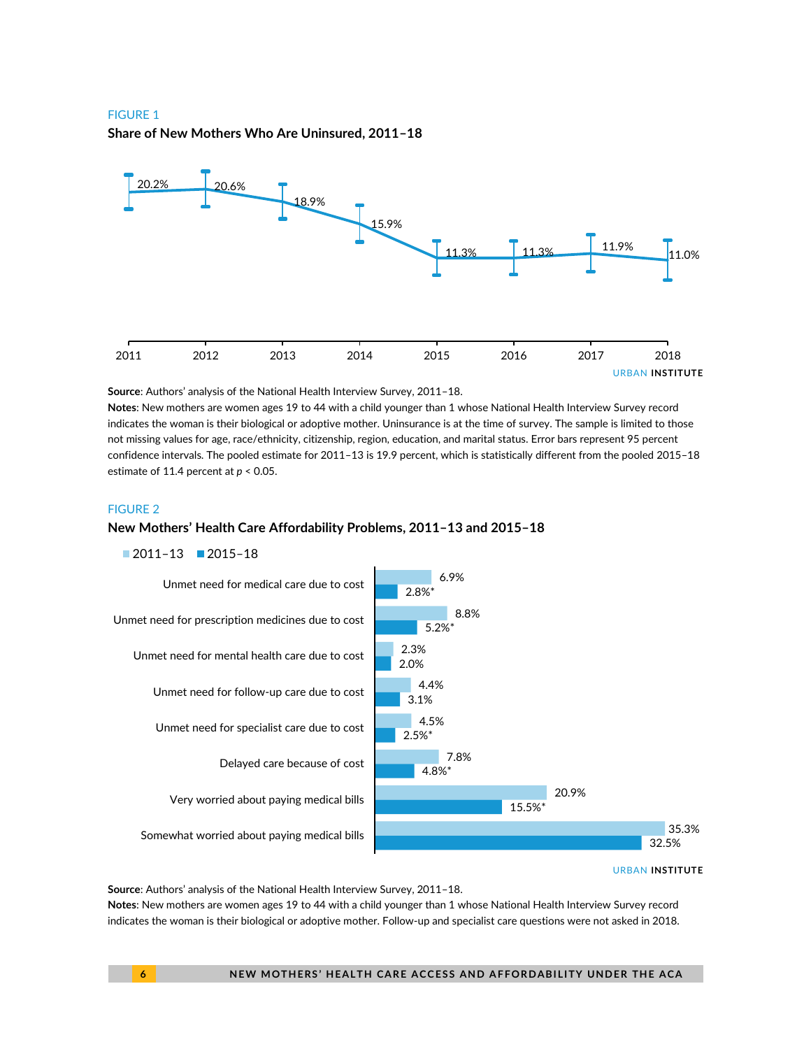FIGURE 1

**Share of New Mothers Who Are Uninsured, 2011–18**

| Year | Share uninsured |
|---|---|
| 2011 | 20.2% |
| 2012 | 20.6% |
| 2013 | 18.9% |
| 2014 | 15.9% |
| 2015 | 11.3% |
| 2016 | 11.3% |
| 2017 | 11.9% |
| 2018 | 11.0% |

URBAN INSTITUTE

**Source**: Authors' analysis of the National Health Interview Survey, 2011–18.

**Notes**: New mothers are women ages 19 to 44 with a child younger than 1 whose National Health Interview Survey record indicates the woman is their biological or adoptive mother. Uninsurance is at the time of survey. The sample is limited to those not missing values for age, race/ethnicity, citizenship, region, education, and marital status. Error bars represent 95 percent confidence intervals. The pooled estimate for 2011–13 is 19.9 percent, which is statistically different from the pooled 2015–18 estimate of 11.4 percent at $p < 0.05$.

FIGURE 2

**New Mothers' Health Care Affordability Problems, 2011–13 and 2015–18**

| | 2011–13 | 2015–18 |
|---|---|---|
| Unmet need for medical care due to cost | 6.9% | 2.8%* |
| Unmet need for prescription medicines due to cost | 8.8% | 5.2%* |
| Unmet need for mental health care due to cost | 2.3% | 2.0% |
| Unmet need for follow-up care due to cost | 4.4% | 3.1% |
| Unmet need for specialist care due to cost | 4.5% | 2.5%* |
| Delayed care because of cost | 7.8% | 4.8%* |
| Very worried about paying medical bills | 20.9% | 15.5%* |
| Somewhat worried about paying medical bills | 35.3% | 32.5% |

URBAN INSTITUTE

**Source**: Authors' analysis of the National Health Interview Survey, 2011–18.

**Notes**: New mothers are women ages 19 to 44 with a child younger than 1 whose National Health Interview Survey record indicates the woman is their biological or adoptive mother. Follow-up and specialist care questions were not asked in 2018.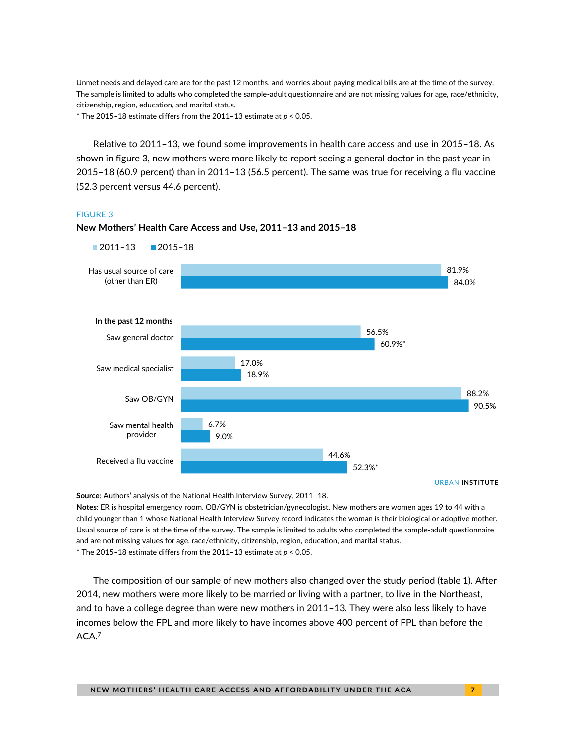Unmet needs and delayed care are for the past 12 months, and worries about paying medical bills are at the time of the survey. The sample is limited to adults who completed the sample-adult questionnaire and are not missing values for age, race/ethnicity, citizenship, region, education, and marital status.

* The 2015–18 estimate differs from the 2011–13 estimate at $p < 0.05$.

Relative to 2011–13, we found some improvements in health care access and use in 2015–18. As shown in figure 3, new mothers were more likely to report seeing a general doctor in the past year in 2015–18 (60.9 percent) than in 2011–13 (56.5 percent). The same was true for receiving a flu vaccine (52.3 percent versus 44.6 percent).

FIGURE 3

**New Mothers' Health Care Access and Use, 2011–13 and 2015–18**

| | 2011–13 | 2015–18 |
|---|---|---|
| Has usual source of care (other than ER) | 81.9% | 84.0% |
| **In the past 12 months** | | |
| Saw general doctor | 56.5% | 60.9%* |
| Saw medical specialist | 17.0% | 18.9% |
| Saw OB/GYN | 88.2% | 90.5% |
| Saw mental health provider | 6.7% | 9.0% |
| Received a flu vaccine | 44.6% | 52.3%* |

URBAN INSTITUTE

**Source**: Authors' analysis of the National Health Interview Survey, 2011–18.

**Notes**: ER is hospital emergency room. OB/GYN is obstetrician/gynecologist. New mothers are women ages 19 to 44 with a child younger than 1 whose National Health Interview Survey record indicates the woman is their biological or adoptive mother. Usual source of care is at the time of the survey. The sample is limited to adults who completed the sample-adult questionnaire and are not missing values for age, race/ethnicity, citizenship, region, education, and marital status.

* The 2015–18 estimate differs from the 2011–13 estimate at $p < 0.05$.

The composition of our sample of new mothers also changed over the study period (table 1). After 2014, new mothers were more likely to be married or living with a partner, to live in the Northeast, and to have a college degree than were new mothers in 2011–13. They were also less likely to have incomes below the FPL and more likely to have incomes above 400 percent of FPL than before the ACA.[7]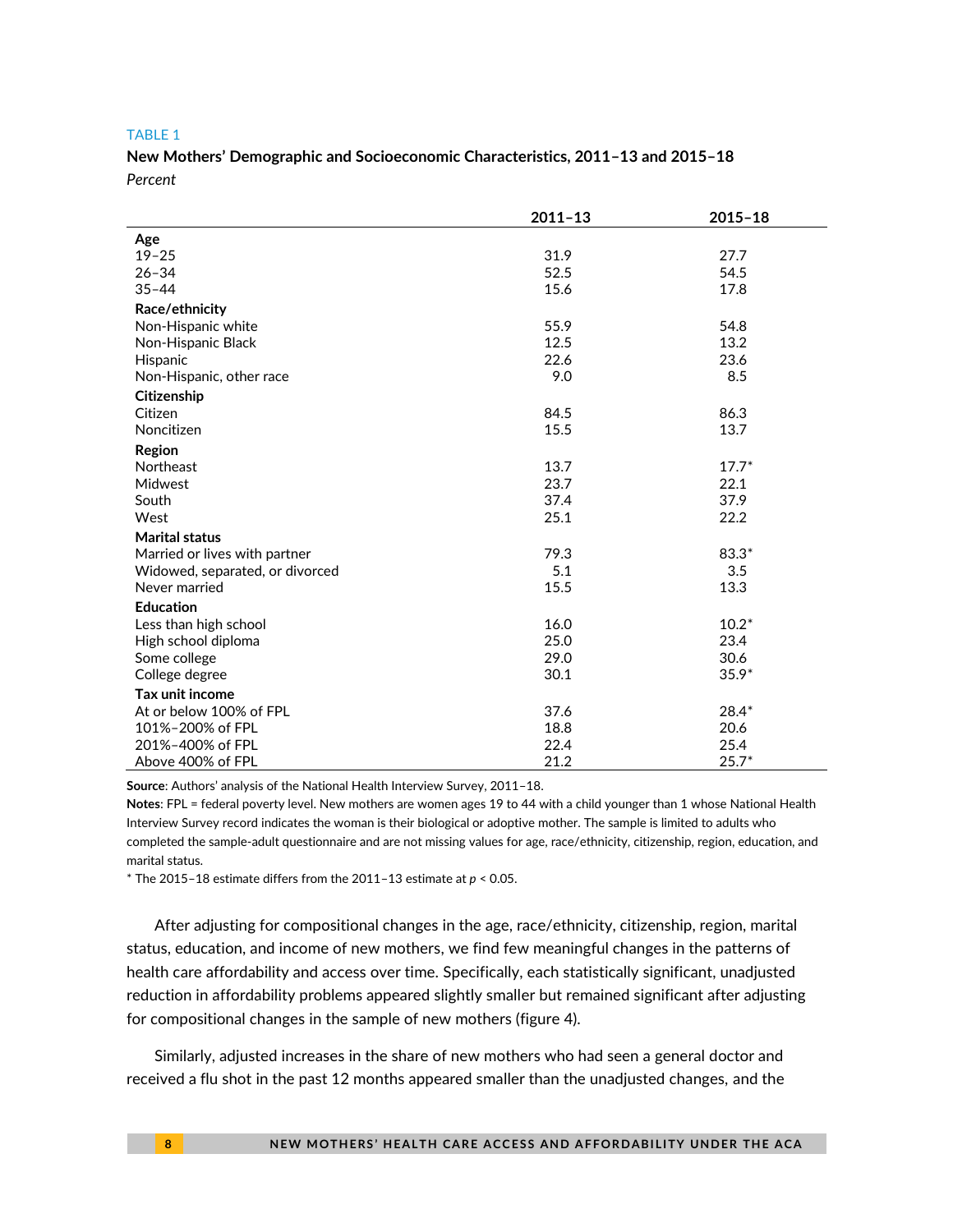TABLE 1

**New Mothers' Demographic and Socioeconomic Characteristics, 2011–13 and 2015–18**

*Percent*

| | 2011–13 | 2015–18 |
|---|---|---|
| **Age** | | |
| 19–25 | 31.9 | 27.7 |
| 26–34 | 52.5 | 54.5 |
| 35–44 | 15.6 | 17.8 |
| **Race/ethnicity** | | |
| Non-Hispanic white | 55.9 | 54.8 |
| Non-Hispanic Black | 12.5 | 13.2 |
| Hispanic | 22.6 | 23.6 |
| Non-Hispanic, other race | 9.0 | 8.5 |
| **Citizenship** | | |
| Citizen | 84.5 | 86.3 |
| Noncitizen | 15.5 | 13.7 |
| **Region** | | |
| Northeast | 13.7 | 17.7* |
| Midwest | 23.7 | 22.1 |
| South | 37.4 | 37.9 |
| West | 25.1 | 22.2 |
| **Marital status** | | |
| Married or lives with partner | 79.3 | 83.3* |
| Widowed, separated, or divorced | 5.1 | 3.5 |
| Never married | 15.5 | 13.3 |
| **Education** | | |
| Less than high school | 16.0 | 10.2* |
| High school diploma | 25.0 | 23.4 |
| Some college | 29.0 | 30.6 |
| College degree | 30.1 | 35.9* |
| **Tax unit income** | | |
| At or below 100% of FPL | 37.6 | 28.4* |
| 101%–200% of FPL | 18.8 | 20.6 |
| 201%–400% of FPL | 22.4 | 25.4 |
| Above 400% of FPL | 21.2 | 25.7* |

**Source**: Authors' analysis of the National Health Interview Survey, 2011–18.

**Notes**: FPL = federal poverty level. New mothers are women ages 19 to 44 with a child younger than 1 whose National Health Interview Survey record indicates the woman is their biological or adoptive mother. The sample is limited to adults who completed the sample-adult questionnaire and are not missing values for age, race/ethnicity, citizenship, region, education, and marital status.

\* The 2015–18 estimate differs from the 2011–13 estimate at $p < 0.05$.

After adjusting for compositional changes in the age, race/ethnicity, citizenship, region, marital status, education, and income of new mothers, we find few meaningful changes in the patterns of health care affordability and access over time. Specifically, each statistically significant, unadjusted reduction in affordability problems appeared slightly smaller but remained significant after adjusting for compositional changes in the sample of new mothers (figure 4).

Similarly, adjusted increases in the share of new mothers who had seen a general doctor and received a flu shot in the past 12 months appeared smaller than the unadjusted changes, and the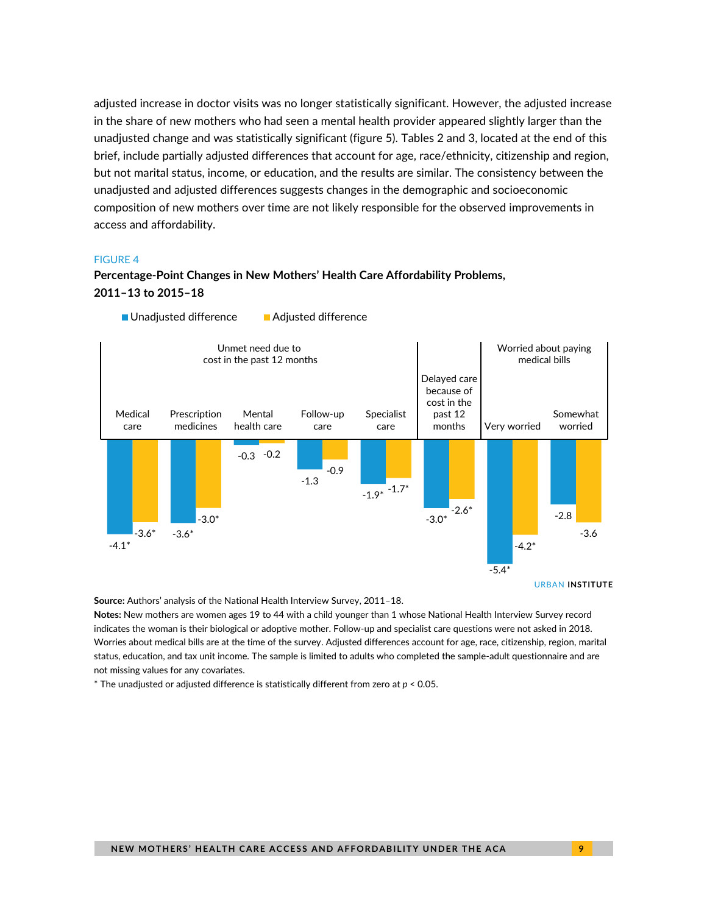adjusted increase in doctor visits was no longer statistically significant. However, the adjusted increase in the share of new mothers who had seen a mental health provider appeared slightly larger than the unadjusted change and was statistically significant (figure 5). Tables 2 and 3, located at the end of this brief, include partially adjusted differences that account for age, race/ethnicity, citizenship and region, but not marital status, income, or education, and the results are similar. The consistency between the unadjusted and adjusted differences suggests changes in the demographic and socioeconomic composition of new mothers over time are not likely responsible for the observed improvements in access and affordability.

FIGURE 4

**Percentage-Point Changes in New Mothers' Health Care Affordability Problems, 2011–13 to 2015–18**

| Category | Measure | Unadjusted difference | Adjusted difference |
|---|---|---|---|
| Unmet need due to cost in the past 12 months | Medical care | -4.1* | -3.6* |
| | Prescription medicines | -3.6* | -3.0* |
| | Mental health care | -0.3 | -0.2 |
| | Follow-up care | -1.3 | -0.9 |
| | Specialist care | -1.9* | -1.7* |
| Delayed care because of cost in the past 12 months | | -3.0* | -2.6* |
| Worried about paying medical bills | Very worried | -5.4* | -4.2* |
| | Somewhat worried | -2.8 | -3.6 |

URBAN INSTITUTE

**Source:** Authors' analysis of the National Health Interview Survey, 2011–18.

**Notes:** New mothers are women ages 19 to 44 with a child younger than 1 whose National Health Interview Survey record indicates the woman is their biological or adoptive mother. Follow-up and specialist care questions were not asked in 2018. Worries about medical bills are at the time of the survey. Adjusted differences account for age, race, citizenship, region, marital status, education, and tax unit income. The sample is limited to adults who completed the sample-adult questionnaire and are not missing values for any covariates.

* The unadjusted or adjusted difference is statistically different from zero at $p < 0.05$.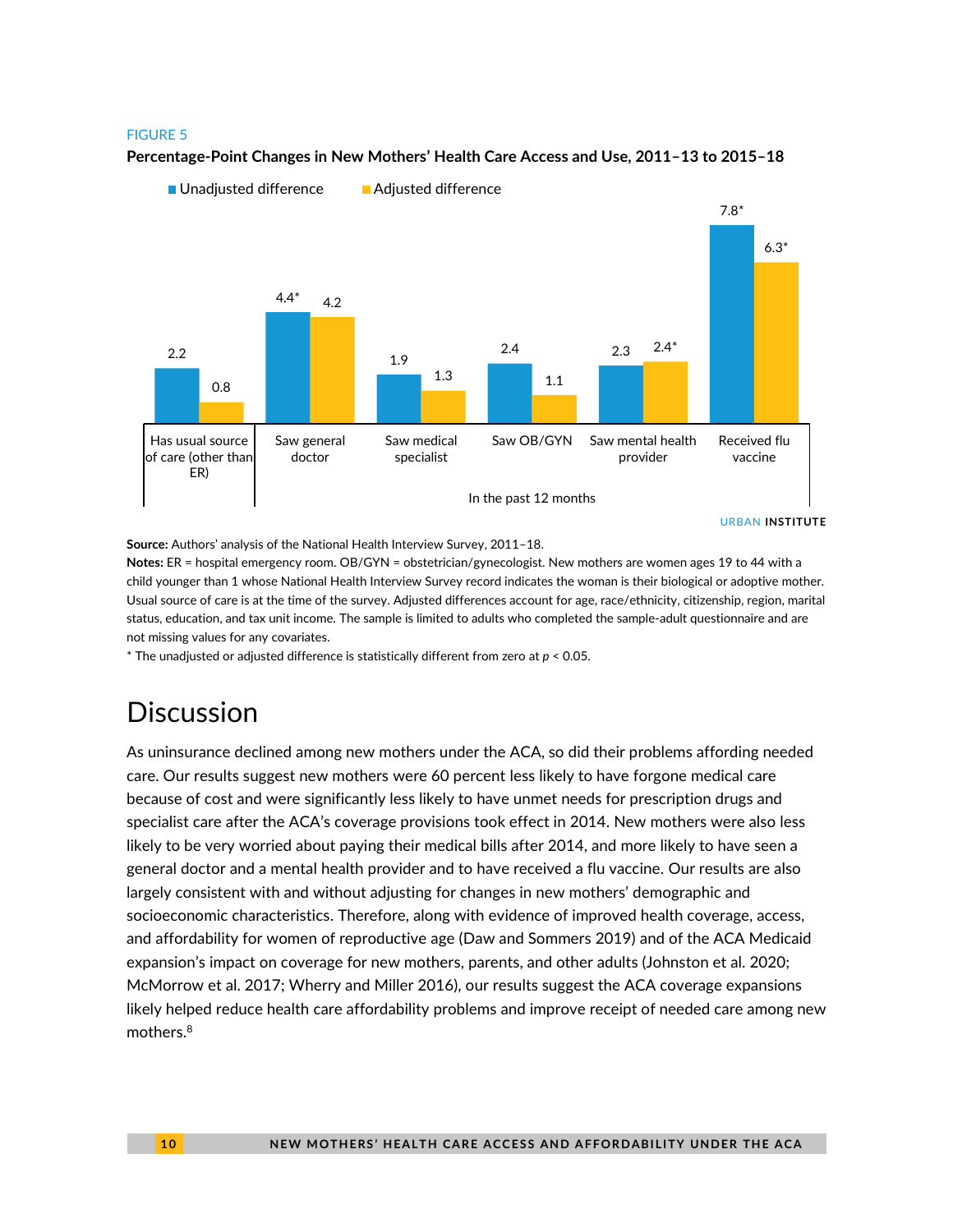FIGURE 5

**Percentage-Point Changes in New Mothers' Health Care Access and Use, 2011–13 to 2015–18**

| | Unadjusted difference | Adjusted difference |
|---|---|---|
| Has usual source of care (other than ER) | 2.2 | 0.8 |
| Saw general doctor (in the past 12 months) | 4.4* | 4.2 |
| Saw medical specialist (in the past 12 months) | 1.9 | 1.3 |
| Saw OB/GYN (in the past 12 months) | 2.4 | 1.1 |
| Saw mental health provider (in the past 12 months) | 2.3 | 2.4* |
| Received flu vaccine (in the past 12 months) | 7.8* | 6.3* |

URBAN INSTITUTE

**Source:** Authors' analysis of the National Health Interview Survey, 2011–18.

**Notes:** ER = hospital emergency room. OB/GYN = obstetrician/gynecologist. New mothers are women ages 19 to 44 with a child younger than 1 whose National Health Interview Survey record indicates the woman is their biological or adoptive mother. Usual source of care is at the time of the survey. Adjusted differences account for age, race/ethnicity, citizenship, region, marital status, education, and tax unit income. The sample is limited to adults who completed the sample-adult questionnaire and are not missing values for any covariates.

\* The unadjusted or adjusted difference is statistically different from zero at $p < 0.05$.

# Discussion

As uninsurance declined among new mothers under the ACA, so did their problems affording needed care. Our results suggest new mothers were 60 percent less likely to have forgone medical care because of cost and were significantly less likely to have unmet needs for prescription drugs and specialist care after the ACA's coverage provisions took effect in 2014. New mothers were also less likely to be very worried about paying their medical bills after 2014, and more likely to have seen a general doctor and a mental health provider and to have received a flu vaccine. Our results are also largely consistent with and without adjusting for changes in new mothers' demographic and socioeconomic characteristics. Therefore, along with evidence of improved health coverage, access, and affordability for women of reproductive age (Daw and Sommers 2019) and of the ACA Medicaid expansion's impact on coverage for new mothers, parents, and other adults (Johnston et al. 2020; McMorrow et al. 2017; Wherry and Miller 2016), our results suggest the ACA coverage expansions likely helped reduce health care affordability problems and improve receipt of needed care among new mothers.[8]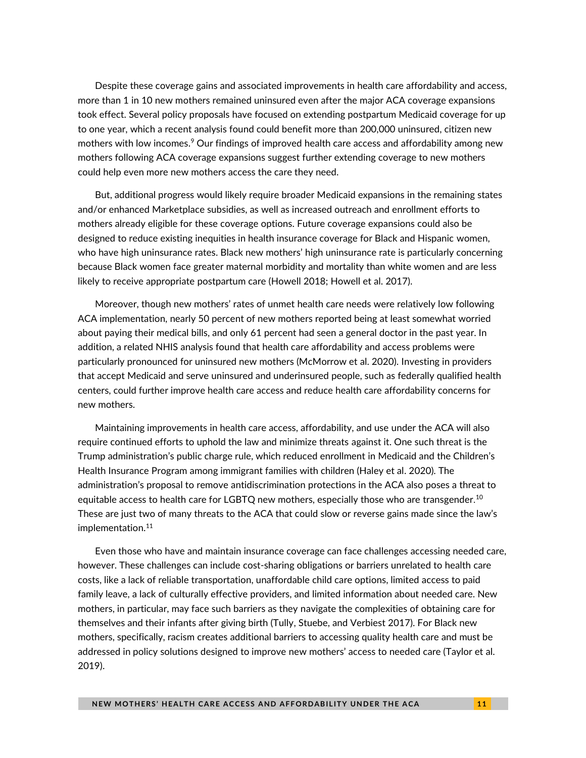Despite these coverage gains and associated improvements in health care affordability and access, more than 1 in 10 new mothers remained uninsured even after the major ACA coverage expansions took effect. Several policy proposals have focused on extending postpartum Medicaid coverage for up to one year, which a recent analysis found could benefit more than 200,000 uninsured, citizen new mothers with low incomes.[9] Our findings of improved health care access and affordability among new mothers following ACA coverage expansions suggest further extending coverage to new mothers could help even more new mothers access the care they need.

But, additional progress would likely require broader Medicaid expansions in the remaining states and/or enhanced Marketplace subsidies, as well as increased outreach and enrollment efforts to mothers already eligible for these coverage options. Future coverage expansions could also be designed to reduce existing inequities in health insurance coverage for Black and Hispanic women, who have high uninsurance rates. Black new mothers' high uninsurance rate is particularly concerning because Black women face greater maternal morbidity and mortality than white women and are less likely to receive appropriate postpartum care (Howell 2018; Howell et al. 2017).

Moreover, though new mothers' rates of unmet health care needs were relatively low following ACA implementation, nearly 50 percent of new mothers reported being at least somewhat worried about paying their medical bills, and only 61 percent had seen a general doctor in the past year. In addition, a related NHIS analysis found that health care affordability and access problems were particularly pronounced for uninsured new mothers (McMorrow et al. 2020). Investing in providers that accept Medicaid and serve uninsured and underinsured people, such as federally qualified health centers, could further improve health care access and reduce health care affordability concerns for new mothers.

Maintaining improvements in health care access, affordability, and use under the ACA will also require continued efforts to uphold the law and minimize threats against it. One such threat is the Trump administration's public charge rule, which reduced enrollment in Medicaid and the Children's Health Insurance Program among immigrant families with children (Haley et al. 2020). The administration's proposal to remove antidiscrimination protections in the ACA also poses a threat to equitable access to health care for LGBTQ new mothers, especially those who are transgender.[10] These are just two of many threats to the ACA that could slow or reverse gains made since the law's implementation.[11]

Even those who have and maintain insurance coverage can face challenges accessing needed care, however. These challenges can include cost-sharing obligations or barriers unrelated to health care costs, like a lack of reliable transportation, unaffordable child care options, limited access to paid family leave, a lack of culturally effective providers, and limited information about needed care. New mothers, in particular, may face such barriers as they navigate the complexities of obtaining care for themselves and their infants after giving birth (Tully, Stuebe, and Verbiest 2017). For Black new mothers, specifically, racism creates additional barriers to accessing quality health care and must be addressed in policy solutions designed to improve new mothers' access to needed care (Taylor et al. 2019).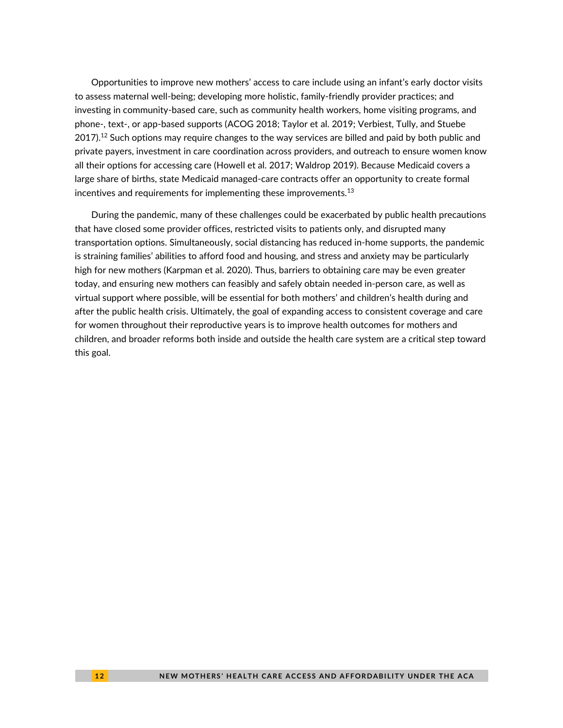Opportunities to improve new mothers' access to care include using an infant's early doctor visits to assess maternal well-being; developing more holistic, family-friendly provider practices; and investing in community-based care, such as community health workers, home visiting programs, and phone-, text-, or app-based supports (ACOG 2018; Taylor et al. 2019; Verbiest, Tully, and Stuebe 2017).[12] Such options may require changes to the way services are billed and paid by both public and private payers, investment in care coordination across providers, and outreach to ensure women know all their options for accessing care (Howell et al. 2017; Waldrop 2019). Because Medicaid covers a large share of births, state Medicaid managed-care contracts offer an opportunity to create formal incentives and requirements for implementing these improvements.[13]

During the pandemic, many of these challenges could be exacerbated by public health precautions that have closed some provider offices, restricted visits to patients only, and disrupted many transportation options. Simultaneously, social distancing has reduced in-home supports, the pandemic is straining families' abilities to afford food and housing, and stress and anxiety may be particularly high for new mothers (Karpman et al. 2020). Thus, barriers to obtaining care may be even greater today, and ensuring new mothers can feasibly and safely obtain needed in-person care, as well as virtual support where possible, will be essential for both mothers' and children's health during and after the public health crisis. Ultimately, the goal of expanding access to consistent coverage and care for women throughout their reproductive years is to improve health outcomes for mothers and children, and broader reforms both inside and outside the health care system are a critical step toward this goal.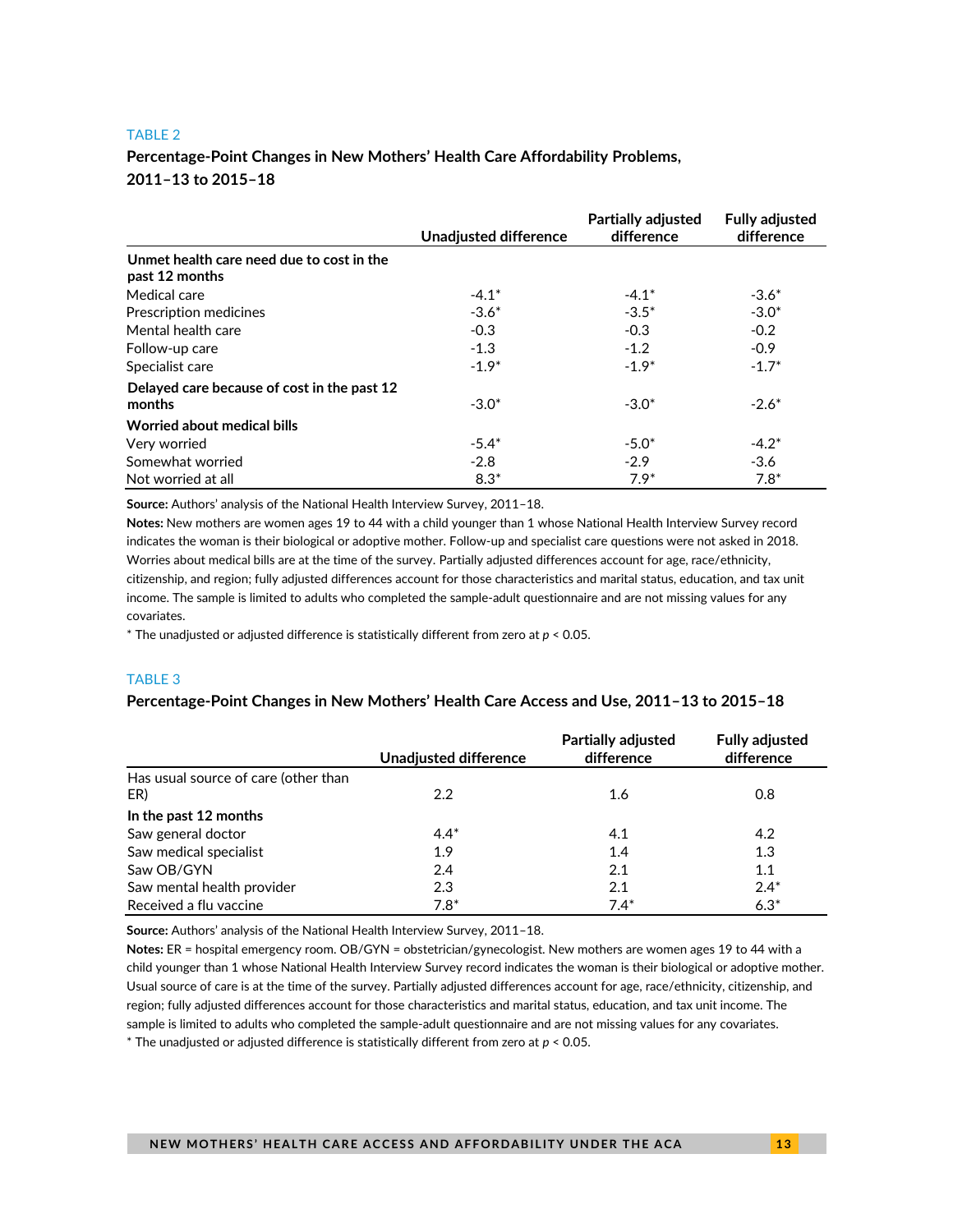TABLE 2

**Percentage-Point Changes in New Mothers' Health Care Affordability Problems, 2011–13 to 2015–18**

| | Unadjusted difference | Partially adjusted difference | Fully adjusted difference |
|---|---|---|---|
| **Unmet health care need due to cost in the past 12 months** | | | |
| Medical care | -4.1* | -4.1* | -3.6* |
| Prescription medicines | -3.6* | -3.5* | -3.0* |
| Mental health care | -0.3 | -0.3 | -0.2 |
| Follow-up care | -1.3 | -1.2 | -0.9 |
| Specialist care | -1.9* | -1.9* | -1.7* |
| **Delayed care because of cost in the past 12 months** | -3.0* | -3.0* | -2.6* |
| **Worried about medical bills** | | | |
| Very worried | -5.4* | -5.0* | -4.2* |
| Somewhat worried | -2.8 | -2.9 | -3.6 |
| Not worried at all | 8.3* | 7.9* | 7.8* |

**Source:** Authors' analysis of the National Health Interview Survey, 2011–18.

**Notes:** New mothers are women ages 19 to 44 with a child younger than 1 whose National Health Interview Survey record indicates the woman is their biological or adoptive mother. Follow-up and specialist care questions were not asked in 2018. Worries about medical bills are at the time of the survey. Partially adjusted differences account for age, race/ethnicity, citizenship, and region; fully adjusted differences account for those characteristics and marital status, education, and tax unit income. The sample is limited to adults who completed the sample-adult questionnaire and are not missing values for any covariates.

* The unadjusted or adjusted difference is statistically different from zero at $p < 0.05$.

TABLE 3

**Percentage-Point Changes in New Mothers' Health Care Access and Use, 2011–13 to 2015–18**

| | Unadjusted difference | Partially adjusted difference | Fully adjusted difference |
|---|---|---|---|
| Has usual source of care (other than ER) | 2.2 | 1.6 | 0.8 |
| **In the past 12 months** | | | |
| Saw general doctor | 4.4* | 4.1 | 4.2 |
| Saw medical specialist | 1.9 | 1.4 | 1.3 |
| Saw OB/GYN | 2.4 | 2.1 | 1.1 |
| Saw mental health provider | 2.3 | 2.1 | 2.4* |
| Received a flu vaccine | 7.8* | 7.4* | 6.3* |

**Source:** Authors' analysis of the National Health Interview Survey, 2011–18.

**Notes:** ER = hospital emergency room. OB/GYN = obstetrician/gynecologist. New mothers are women ages 19 to 44 with a child younger than 1 whose National Health Interview Survey record indicates the woman is their biological or adoptive mother. Usual source of care is at the time of the survey. Partially adjusted differences account for age, race/ethnicity, citizenship, and region; fully adjusted differences account for those characteristics and marital status, education, and tax unit income. The sample is limited to adults who completed the sample-adult questionnaire and are not missing values for any covariates.

* The unadjusted or adjusted difference is statistically different from zero at $p < 0.05$.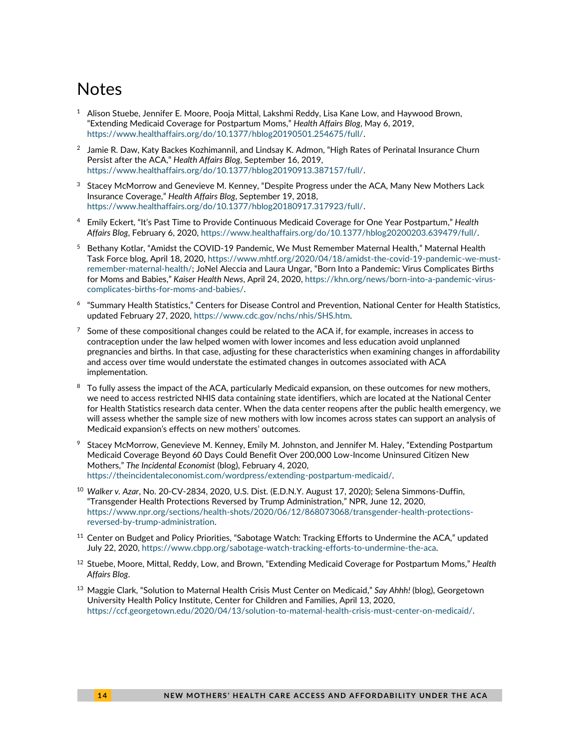# Notes

1. Alison Stuebe, Jennifer E. Moore, Pooja Mittal, Lakshmi Reddy, Lisa Kane Low, and Haywood Brown, "Extending Medicaid Coverage for Postpartum Moms," *Health Affairs Blog*, May 6, 2019, https://www.healthaffairs.org/do/10.1377/hblog20190501.254675/full/.

2. Jamie R. Daw, Katy Backes Kozhimannil, and Lindsay K. Admon, "High Rates of Perinatal Insurance Churn Persist after the ACA," *Health Affairs Blog*, September 16, 2019, https://www.healthaffairs.org/do/10.1377/hblog20190913.387157/full/.

3. Stacey McMorrow and Genevieve M. Kenney, "Despite Progress under the ACA, Many New Mothers Lack Insurance Coverage," *Health Affairs Blog*, September 19, 2018, https://www.healthaffairs.org/do/10.1377/hblog20180917.317923/full/.

4. Emily Eckert, "It's Past Time to Provide Continuous Medicaid Coverage for One Year Postpartum," *Health Affairs Blog*, February 6, 2020, https://www.healthaffairs.org/do/10.1377/hblog20200203.639479/full/.

5. Bethany Kotlar, "Amidst the COVID-19 Pandemic, We Must Remember Maternal Health," Maternal Health Task Force blog, April 18, 2020, https://www.mhtf.org/2020/04/18/amidst-the-covid-19-pandemic-we-must-remember-maternal-health/; JoNel Aleccia and Laura Ungar, "Born Into a Pandemic: Virus Complicates Births for Moms and Babies," *Kaiser Health News*, April 24, 2020, https://khn.org/news/born-into-a-pandemic-virus-complicates-births-for-moms-and-babies/.

6. "Summary Health Statistics," Centers for Disease Control and Prevention, National Center for Health Statistics, updated February 27, 2020, https://www.cdc.gov/nchs/nhis/SHS.htm.

7. Some of these compositional changes could be related to the ACA if, for example, increases in access to contraception under the law helped women with lower incomes and less education avoid unplanned pregnancies and births. In that case, adjusting for these characteristics when examining changes in affordability and access over time would understate the estimated changes in outcomes associated with ACA implementation.

8. To fully assess the impact of the ACA, particularly Medicaid expansion, on these outcomes for new mothers, we need to access restricted NHIS data containing state identifiers, which are located at the National Center for Health Statistics research data center. When the data center reopens after the public health emergency, we will assess whether the sample size of new mothers with low incomes across states can support an analysis of Medicaid expansion's effects on new mothers' outcomes.

9. Stacey McMorrow, Genevieve M. Kenney, Emily M. Johnston, and Jennifer M. Haley, "Extending Postpartum Medicaid Coverage Beyond 60 Days Could Benefit Over 200,000 Low-Income Uninsured Citizen New Mothers," *The Incidental Economist* (blog), February 4, 2020, https://theincidentaleconomist.com/wordpress/extending-postpartum-medicaid/.

10. *Walker v. Azar*, No. 20-CV-2834, 2020, U.S. Dist. (E.D.N.Y. August 17, 2020); Selena Simmons-Duffin, "Transgender Health Protections Reversed by Trump Administration," NPR, June 12, 2020, https://www.npr.org/sections/health-shots/2020/06/12/868073068/transgender-health-protections-reversed-by-trump-administration.

11. Center on Budget and Policy Priorities, "Sabotage Watch: Tracking Efforts to Undermine the ACA," updated July 22, 2020, https://www.cbpp.org/sabotage-watch-tracking-efforts-to-undermine-the-aca.

12. Stuebe, Moore, Mittal, Reddy, Low, and Brown, "Extending Medicaid Coverage for Postpartum Moms," *Health Affairs Blog*.

13. Maggie Clark, "Solution to Maternal Health Crisis Must Center on Medicaid," *Say Ahhh!* (blog), Georgetown University Health Policy Institute, Center for Children and Families, April 13, 2020, https://ccf.georgetown.edu/2020/04/13/solution-to-maternal-health-crisis-must-center-on-medicaid/.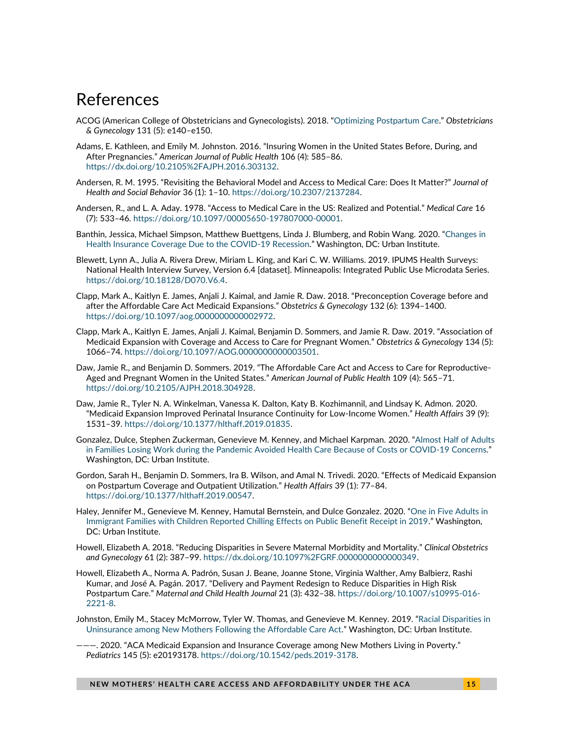# References

ACOG (American College of Obstetricians and Gynecologists). 2018. "Optimizing Postpartum Care." *Obstetricians & Gynecology* 131 (5): e140–e150.

Adams, E. Kathleen, and Emily M. Johnston. 2016. "Insuring Women in the United States Before, During, and After Pregnancies." *American Journal of Public Health* 106 (4): 585–86. https://dx.doi.org/10.2105%2FAJPH.2016.303132.

Andersen, R. M. 1995. "Revisiting the Behavioral Model and Access to Medical Care: Does It Matter?" *Journal of Health and Social Behavior* 36 (1): 1–10. https://doi.org/10.2307/2137284.

Andersen, R., and L. A. Aday. 1978. "Access to Medical Care in the US: Realized and Potential." *Medical Care* 16 (7): 533–46. https://doi.org/10.1097/00005650-197807000-00001.

Banthin, Jessica, Michael Simpson, Matthew Buettgens, Linda J. Blumberg, and Robin Wang. 2020. "Changes in Health Insurance Coverage Due to the COVID-19 Recession." Washington, DC: Urban Institute.

Blewett, Lynn A., Julia A. Rivera Drew, Miriam L. King, and Kari C. W. Williams. 2019. IPUMS Health Surveys: National Health Interview Survey, Version 6.4 [dataset]. Minneapolis: Integrated Public Use Microdata Series. https://doi.org/10.18128/D070.V6.4.

Clapp, Mark A., Kaitlyn E. James, Anjali J. Kaimal, and Jamie R. Daw. 2018. "Preconception Coverage before and after the Affordable Care Act Medicaid Expansions." *Obstetrics & Gynecology* 132 (6): 1394–1400. https://doi.org/10.1097/aog.0000000000002972.

Clapp, Mark A., Kaitlyn E. James, Anjali J. Kaimal, Benjamin D. Sommers, and Jamie R. Daw. 2019. "Association of Medicaid Expansion with Coverage and Access to Care for Pregnant Women." *Obstetrics & Gynecology* 134 (5): 1066–74. https://doi.org/10.1097/AOG.0000000000003501.

Daw, Jamie R., and Benjamin D. Sommers. 2019. "The Affordable Care Act and Access to Care for Reproductive-Aged and Pregnant Women in the United States." *American Journal of Public Health* 109 (4): 565–71. https://doi.org/10.2105/AJPH.2018.304928.

Daw, Jamie R., Tyler N. A. Winkelman, Vanessa K. Dalton, Katy B. Kozhimannil, and Lindsay K. Admon. 2020. "Medicaid Expansion Improved Perinatal Insurance Continuity for Low-Income Women." *Health Affairs* 39 (9): 1531–39. https://doi.org/10.1377/hlthaff.2019.01835.

Gonzalez, Dulce, Stephen Zuckerman, Genevieve M. Kenney, and Michael Karpman. 2020. "Almost Half of Adults in Families Losing Work during the Pandemic Avoided Health Care Because of Costs or COVID-19 Concerns." Washington, DC: Urban Institute.

Gordon, Sarah H., Benjamin D. Sommers, Ira B. Wilson, and Amal N. Trivedi. 2020. "Effects of Medicaid Expansion on Postpartum Coverage and Outpatient Utilization." *Health Affairs* 39 (1): 77–84. https://doi.org/10.1377/hlthaff.2019.00547.

Haley, Jennifer M., Genevieve M. Kenney, Hamutal Bernstein, and Dulce Gonzalez. 2020. "One in Five Adults in Immigrant Families with Children Reported Chilling Effects on Public Benefit Receipt in 2019." Washington, DC: Urban Institute.

Howell, Elizabeth A. 2018. "Reducing Disparities in Severe Maternal Morbidity and Mortality." *Clinical Obstetrics and Gynecology* 61 (2): 387–99. https://dx.doi.org/10.1097%2FGRF.0000000000000349.

Howell, Elizabeth A., Norma A. Padrón, Susan J. Beane, Joanne Stone, Virginia Walther, Amy Balbierz, Rashi Kumar, and José A. Pagán. 2017. "Delivery and Payment Redesign to Reduce Disparities in High Risk Postpartum Care." *Maternal and Child Health Journal* 21 (3): 432–38. https://doi.org/10.1007/s10995-016-2221-8.

Johnston, Emily M., Stacey McMorrow, Tyler W. Thomas, and Genevieve M. Kenney. 2019. "Racial Disparities in Uninsurance among New Mothers Following the Affordable Care Act." Washington, DC: Urban Institute.

———. 2020. "ACA Medicaid Expansion and Insurance Coverage among New Mothers Living in Poverty." *Pediatrics* 145 (5): e20193178. https://doi.org/10.1542/peds.2019-3178.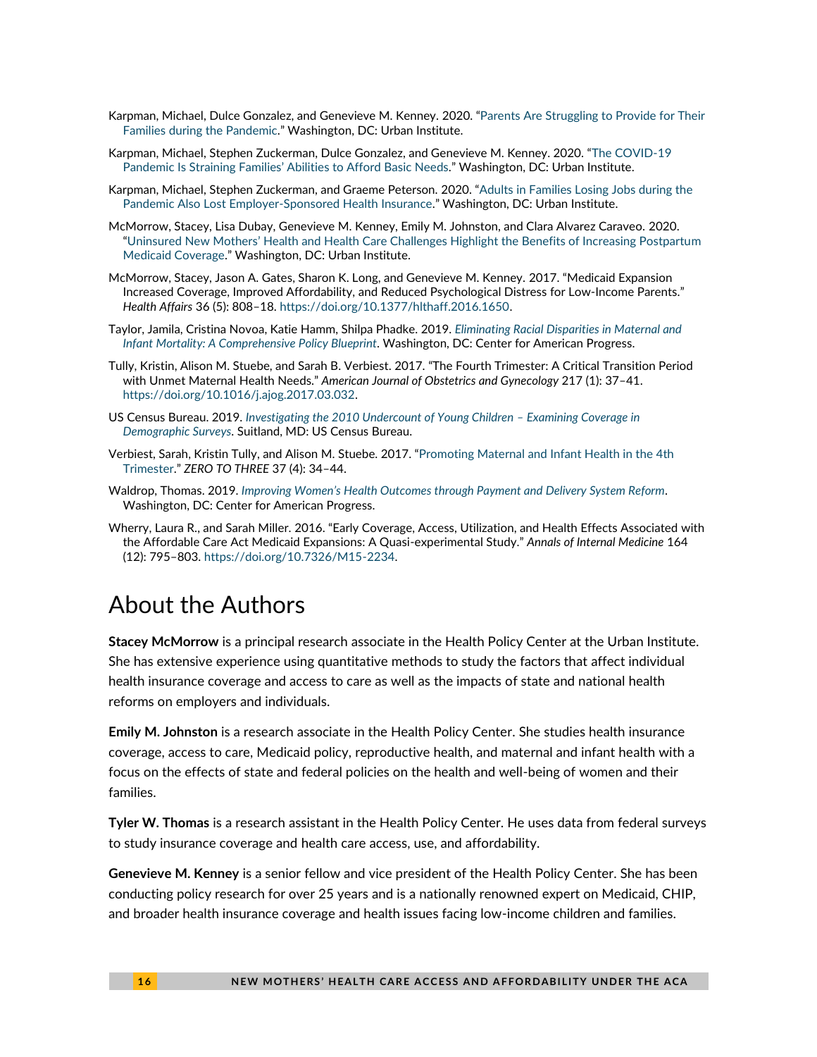Karpman, Michael, Dulce Gonzalez, and Genevieve M. Kenney. 2020. "Parents Are Struggling to Provide for Their Families during the Pandemic." Washington, DC: Urban Institute.

Karpman, Michael, Stephen Zuckerman, Dulce Gonzalez, and Genevieve M. Kenney. 2020. "The COVID-19 Pandemic Is Straining Families' Abilities to Afford Basic Needs." Washington, DC: Urban Institute.

Karpman, Michael, Stephen Zuckerman, and Graeme Peterson. 2020. "Adults in Families Losing Jobs during the Pandemic Also Lost Employer-Sponsored Health Insurance." Washington, DC: Urban Institute.

McMorrow, Stacey, Lisa Dubay, Genevieve M. Kenney, Emily M. Johnston, and Clara Alvarez Caraveo. 2020. "Uninsured New Mothers' Health and Health Care Challenges Highlight the Benefits of Increasing Postpartum Medicaid Coverage." Washington, DC: Urban Institute.

McMorrow, Stacey, Jason A. Gates, Sharon K. Long, and Genevieve M. Kenney. 2017. "Medicaid Expansion Increased Coverage, Improved Affordability, and Reduced Psychological Distress for Low-Income Parents." *Health Affairs* 36 (5): 808–18. https://doi.org/10.1377/hlthaff.2016.1650.

Taylor, Jamila, Cristina Novoa, Katie Hamm, Shilpa Phadke. 2019. *Eliminating Racial Disparities in Maternal and Infant Mortality: A Comprehensive Policy Blueprint*. Washington, DC: Center for American Progress.

Tully, Kristin, Alison M. Stuebe, and Sarah B. Verbiest. 2017. "The Fourth Trimester: A Critical Transition Period with Unmet Maternal Health Needs." *American Journal of Obstetrics and Gynecology* 217 (1): 37–41. https://doi.org/10.1016/j.ajog.2017.03.032.

US Census Bureau. 2019. *Investigating the 2010 Undercount of Young Children – Examining Coverage in Demographic Surveys*. Suitland, MD: US Census Bureau.

Verbiest, Sarah, Kristin Tully, and Alison M. Stuebe. 2017. "Promoting Maternal and Infant Health in the 4th Trimester." *ZERO TO THREE* 37 (4): 34–44.

Waldrop, Thomas. 2019. *Improving Women's Health Outcomes through Payment and Delivery System Reform*. Washington, DC: Center for American Progress.

Wherry, Laura R., and Sarah Miller. 2016. "Early Coverage, Access, Utilization, and Health Effects Associated with the Affordable Care Act Medicaid Expansions: A Quasi-experimental Study." *Annals of Internal Medicine* 164 (12): 795–803. https://doi.org/10.7326/M15-2234.

# About the Authors

**Stacey McMorrow** is a principal research associate in the Health Policy Center at the Urban Institute. She has extensive experience using quantitative methods to study the factors that affect individual health insurance coverage and access to care as well as the impacts of state and national health reforms on employers and individuals.

**Emily M. Johnston** is a research associate in the Health Policy Center. She studies health insurance coverage, access to care, Medicaid policy, reproductive health, and maternal and infant health with a focus on the effects of state and federal policies on the health and well-being of women and their families.

**Tyler W. Thomas** is a research assistant in the Health Policy Center. He uses data from federal surveys to study insurance coverage and health care access, use, and affordability.

**Genevieve M. Kenney** is a senior fellow and vice president of the Health Policy Center. She has been conducting policy research for over 25 years and is a nationally renowned expert on Medicaid, CHIP, and broader health insurance coverage and health issues facing low-income children and families.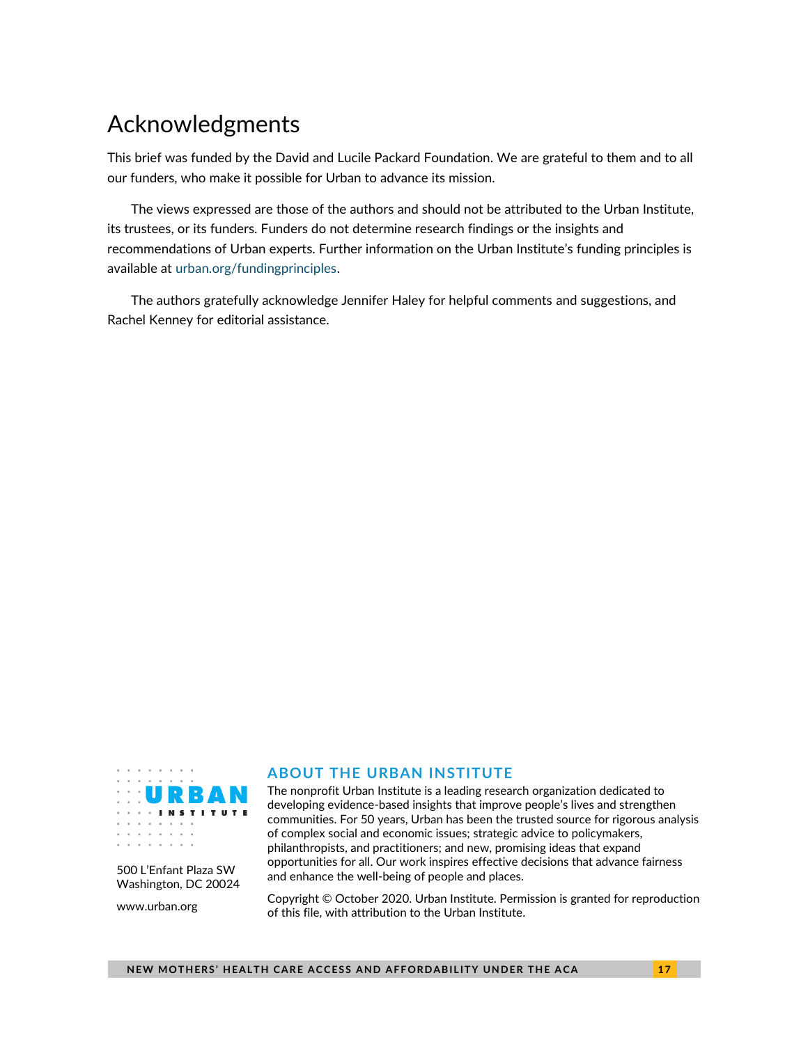# Acknowledgments

This brief was funded by the David and Lucile Packard Foundation. We are grateful to them and to all our funders, who make it possible for Urban to advance its mission.

The views expressed are those of the authors and should not be attributed to the Urban Institute, its trustees, or its funders. Funders do not determine research findings or the insights and recommendations of Urban experts. Further information on the Urban Institute's funding principles is available at urban.org/fundingprinciples.

The authors gratefully acknowledge Jennifer Haley for helpful comments and suggestions, and Rachel Kenney for editorial assistance.

URBAN INSTITUTE

500 L'Enfant Plaza SW
Washington, DC 20024

www.urban.org

## ABOUT THE URBAN INSTITUTE

The nonprofit Urban Institute is a leading research organization dedicated to developing evidence-based insights that improve people's lives and strengthen communities. For 50 years, Urban has been the trusted source for rigorous analysis of complex social and economic issues; strategic advice to policymakers, philanthropists, and practitioners; and new, promising ideas that expand opportunities for all. Our work inspires effective decisions that advance fairness and enhance the well-being of people and places.

Copyright © October 2020. Urban Institute. Permission is granted for reproduction of this file, with attribution to the Urban Institute.